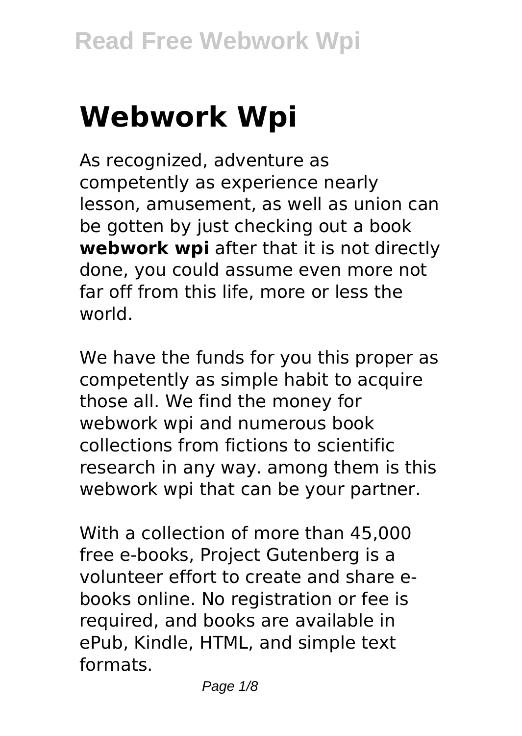# Webwork Wpi

As recognized, adventure as competently as experience nearly lesson, amusement, as well as union can be gotten by just checking out a book **webwork wpi** after that it is not directly done, you could assume even more not far off from this life, more or less the world.

We have the funds for you this proper as competently as simple habit to acquire those all. We find the money for webwork wpi and numerous book collections from fictions to scientific research in any way. among them is this webwork wpi that can be your partner.

With a collection of more than 45,000 free e-books, Project Gutenberg is a volunteer effort to create and share e-books online. No registration or fee is required, and books are available in ePub, Kindle, HTML, and simple text formats.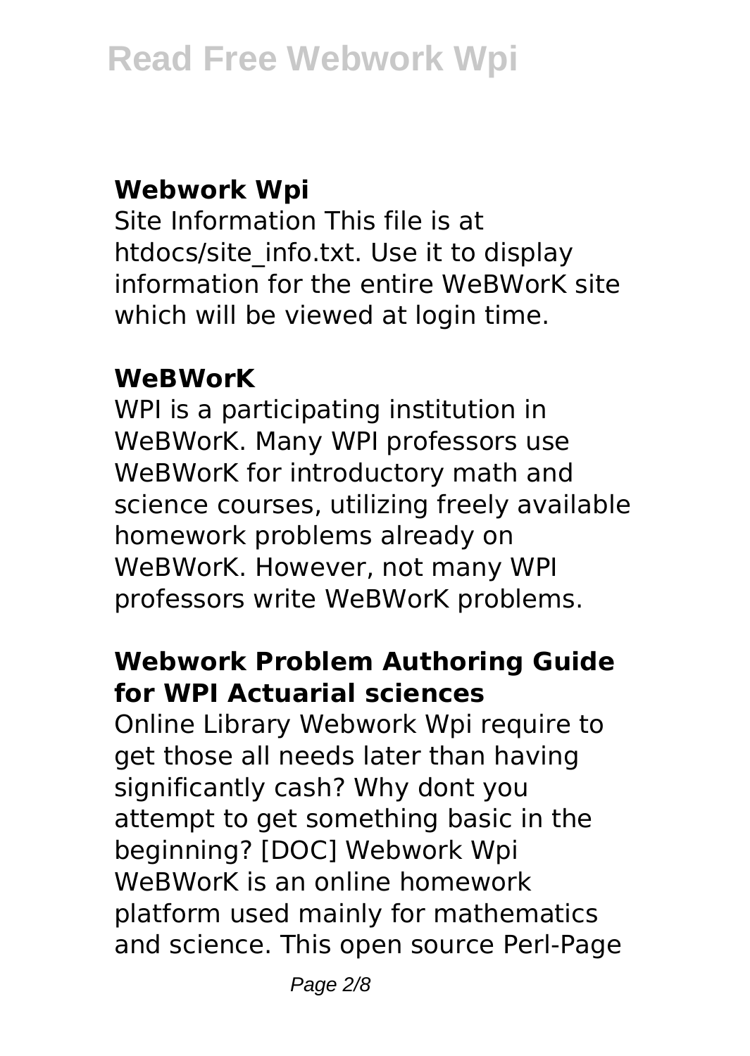## Webwork Wpi

Site Information This file is at htdocs/site_info.txt. Use it to display information for the entire WeBWorK site which will be viewed at login time.

## WeBWorK

WPI is a participating institution in WeBWorK. Many WPI professors use WeBWorK for introductory math and science courses, utilizing freely available homework problems already on WeBWorK. However, not many WPI professors write WeBWorK problems.

## Webwork Problem Authoring Guide for WPI Actuarial sciences

Online Library Webwork Wpi require to get those all needs later than having significantly cash? Why dont you attempt to get something basic in the beginning? [DOC] Webwork Wpi WeBWorK is an online homework platform used mainly for mathematics and science. This open source Perl-Page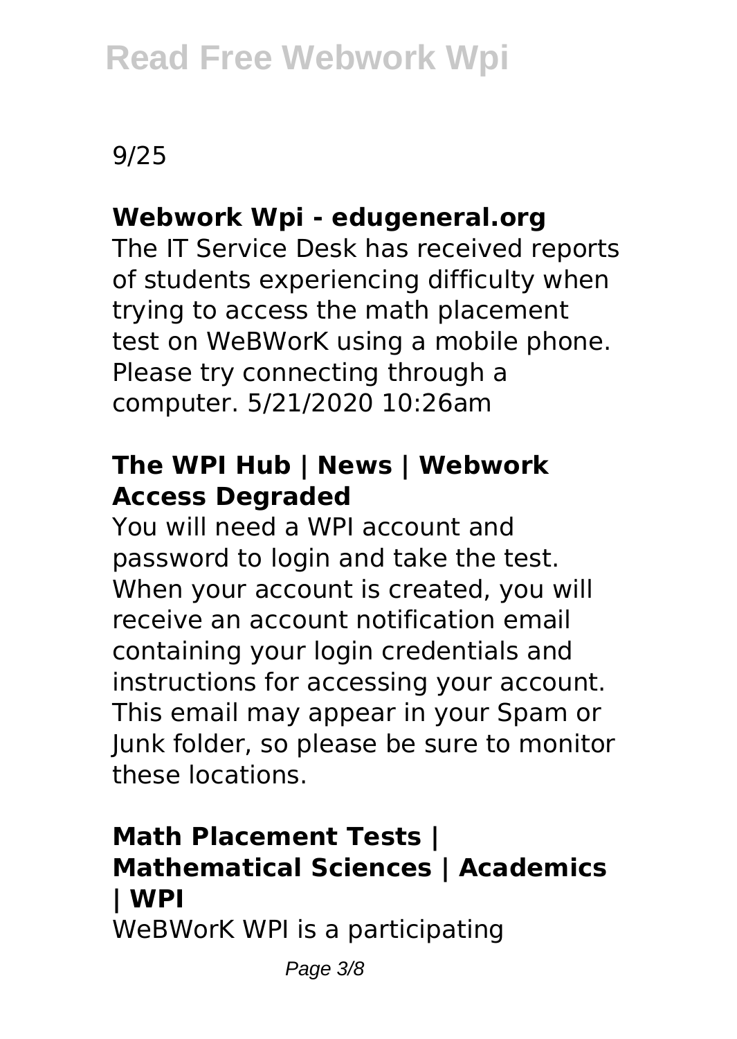9/25

### Webwork Wpi - edugeneral.org

The IT Service Desk has received reports of students experiencing difficulty when trying to access the math placement test on WeBWorK using a mobile phone. Please try connecting through a computer. 5/21/2020 10:26am

### The WPI Hub | News | Webwork Access Degraded

You will need a WPI account and password to login and take the test. When your account is created, you will receive an account notification email containing your login credentials and instructions for accessing your account. This email may appear in your Spam or Junk folder, so please be sure to monitor these locations.

### Math Placement Tests | Mathematical Sciences | Academics | WPI

WeBWorK WPI is a participating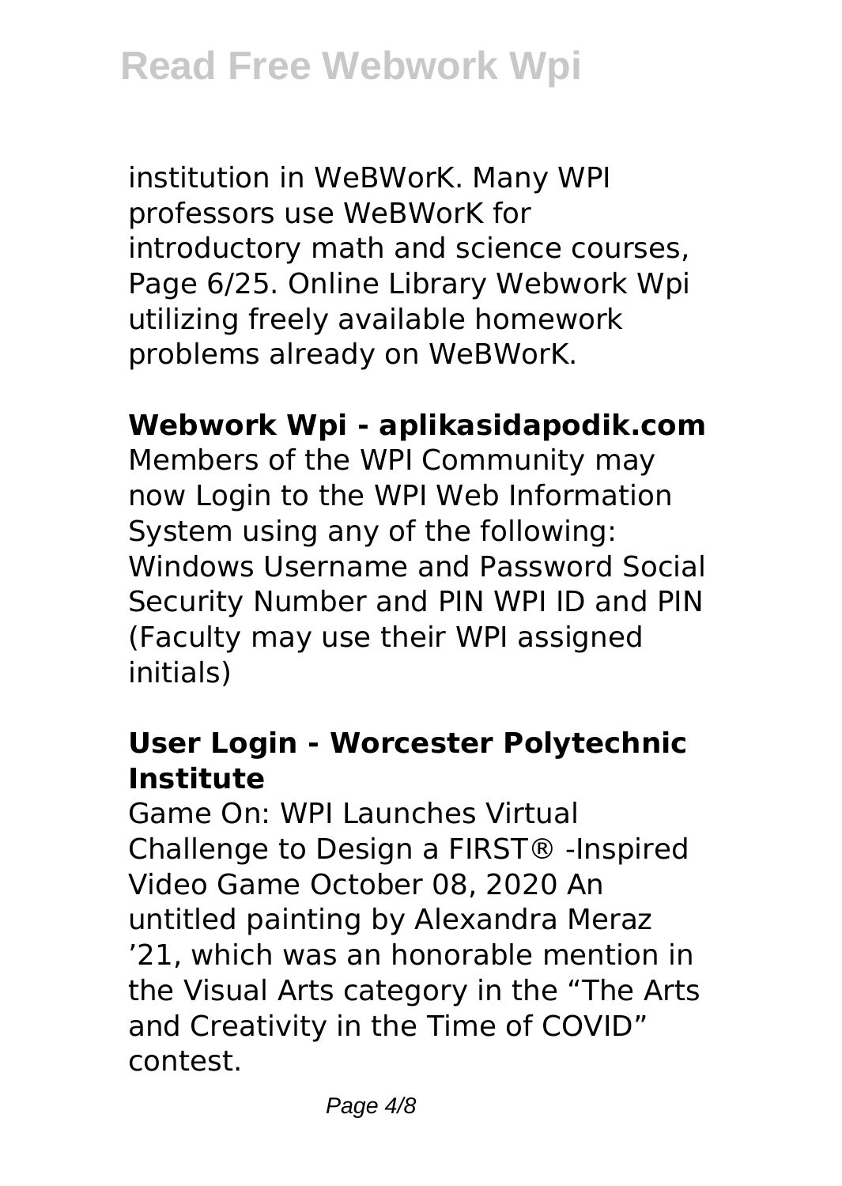institution in WeBWorK. Many WPI professors use WeBWorK for introductory math and science courses, Page 6/25. Online Library Webwork Wpi utilizing freely available homework problems already on WeBWorK.

**Webwork Wpi - aplikasidapodik.com**

Members of the WPI Community may now Login to the WPI Web Information System using any of the following: Windows Username and Password Social Security Number and PIN WPI ID and PIN (Faculty may use their WPI assigned initials)

**User Login - Worcester Polytechnic Institute**

Game On: WPI Launches Virtual Challenge to Design a FIRST® -Inspired Video Game October 08, 2020 An untitled painting by Alexandra Meraz ’21, which was an honorable mention in the Visual Arts category in the “The Arts and Creativity in the Time of COVID” contest.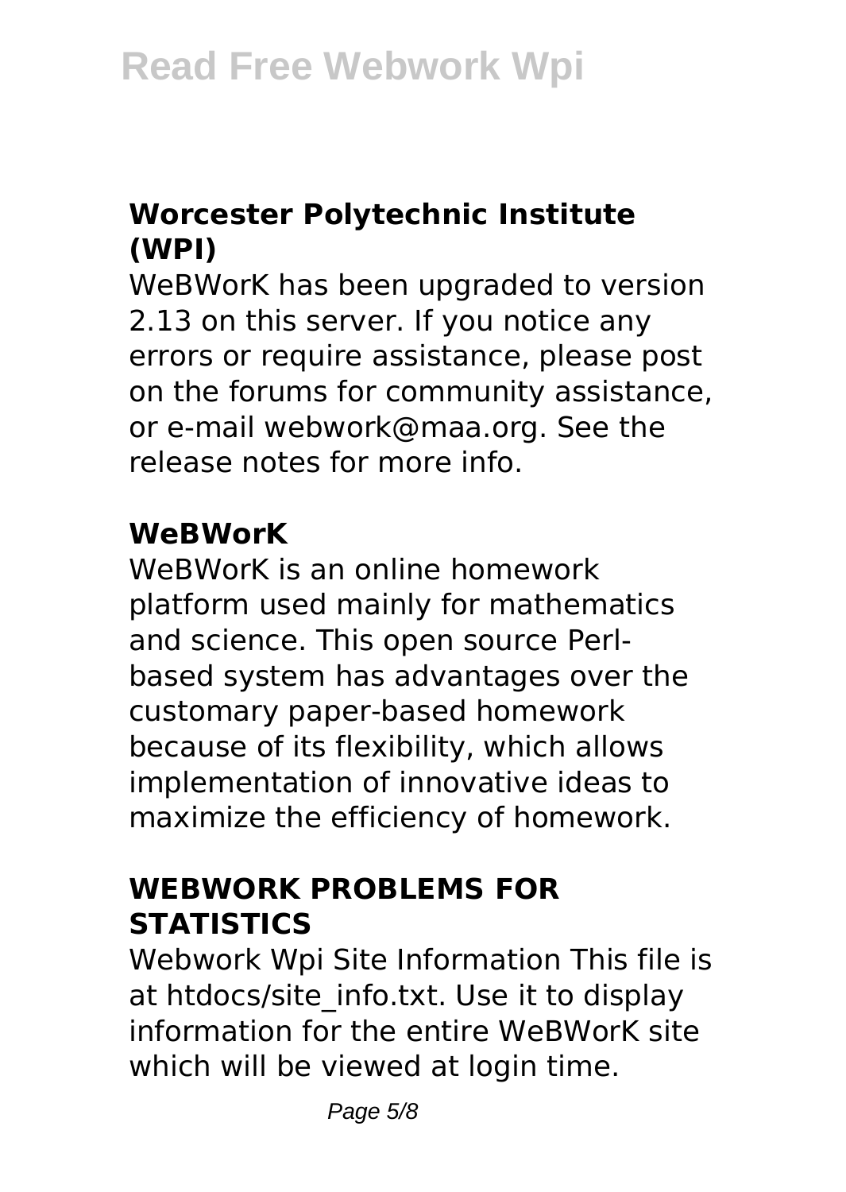## Worcester Polytechnic Institute (WPI)

WeBWorK has been upgraded to version 2.13 on this server. If you notice any errors or require assistance, please post on the forums for community assistance, or e-mail webwork@maa.org. See the release notes for more info.

## WeBWorK

WeBWorK is an online homework platform used mainly for mathematics and science. This open source Perl-based system has advantages over the customary paper-based homework because of its flexibility, which allows implementation of innovative ideas to maximize the efficiency of homework.

## WEBWORK PROBLEMS FOR STATISTICS

Webwork Wpi Site Information This file is at htdocs/site_info.txt. Use it to display information for the entire WeBWorK site which will be viewed at login time.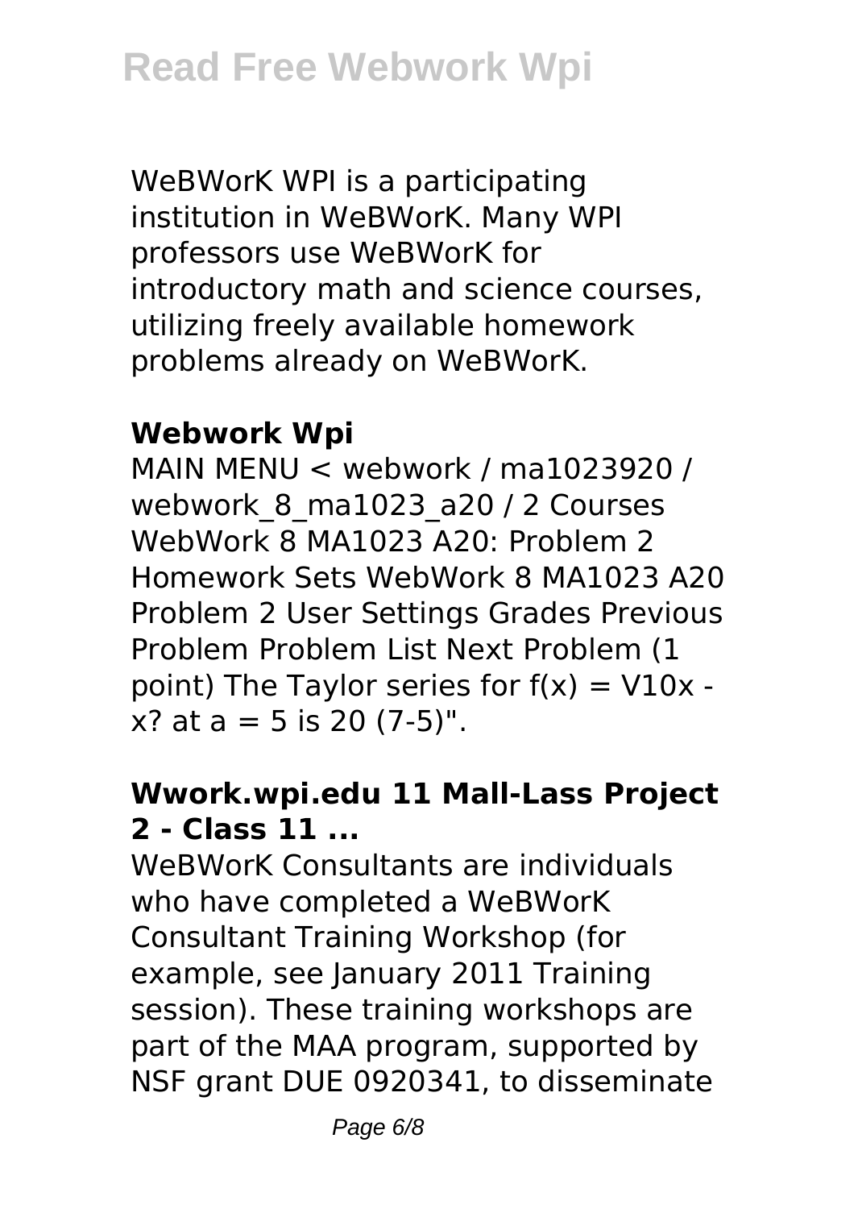WeBWorK WPI is a participating institution in WeBWorK. Many WPI professors use WeBWorK for introductory math and science courses, utilizing freely available homework problems already on WeBWorK.

## Webwork Wpi

MAIN MENU < webwork / ma1023920 / webwork_8_ma1023_a20 / 2 Courses WebWork 8 MA1023 A20: Problem 2 Homework Sets WebWork 8 MA1023 A20 Problem 2 User Settings Grades Previous Problem Problem List Next Problem (1 point) The Taylor series for f(x) = V10x - x? at a = 5 is 20 (7-5)".

## Wwork.wpi.edu 11 Mall-Lass Project 2 - Class 11 ...

WeBWorK Consultants are individuals who have completed a WeBWorK Consultant Training Workshop (for example, see January 2011 Training session). These training workshops are part of the MAA program, supported by NSF grant DUE 0920341, to disseminate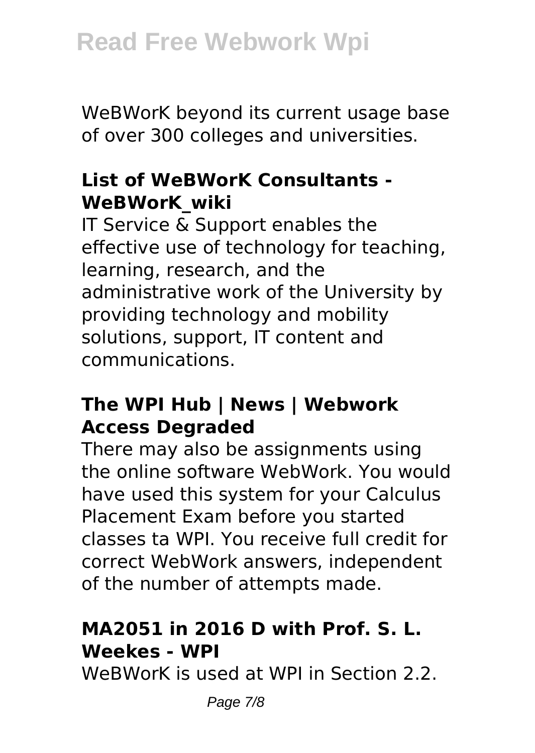WeBWorK beyond its current usage base of over 300 colleges and universities.

### List of WeBWorK Consultants - WeBWorK_wiki

IT Service & Support enables the effective use of technology for teaching, learning, research, and the administrative work of the University by providing technology and mobility solutions, support, IT content and communications.

### The WPI Hub | News | Webwork Access Degraded

There may also be assignments using the online software WebWork. You would have used this system for your Calculus Placement Exam before you started classes ta WPI. You receive full credit for correct WebWork answers, independent of the number of attempts made.

### MA2051 in 2016 D with Prof. S. L. Weekes - WPI

WeBWorK is used at WPI in Section 2.2.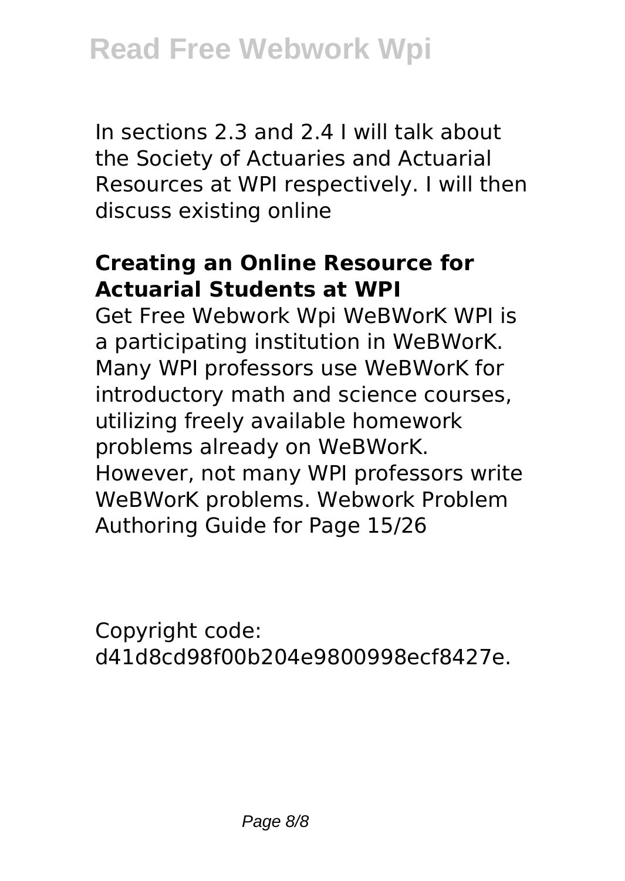In sections 2.3 and 2.4 I will talk about the Society of Actuaries and Actuarial Resources at WPI respectively. I will then discuss existing online

## Creating an Online Resource for Actuarial Students at WPI

Get Free Webwork Wpi WeBWorK WPI is a participating institution in WeBWorK. Many WPI professors use WeBWorK for introductory math and science courses, utilizing freely available homework problems already on WeBWorK. However, not many WPI professors write WeBWorK problems. Webwork Problem Authoring Guide for Page 15/26

Copyright code: d41d8cd98f00b204e9800998ecf8427e.